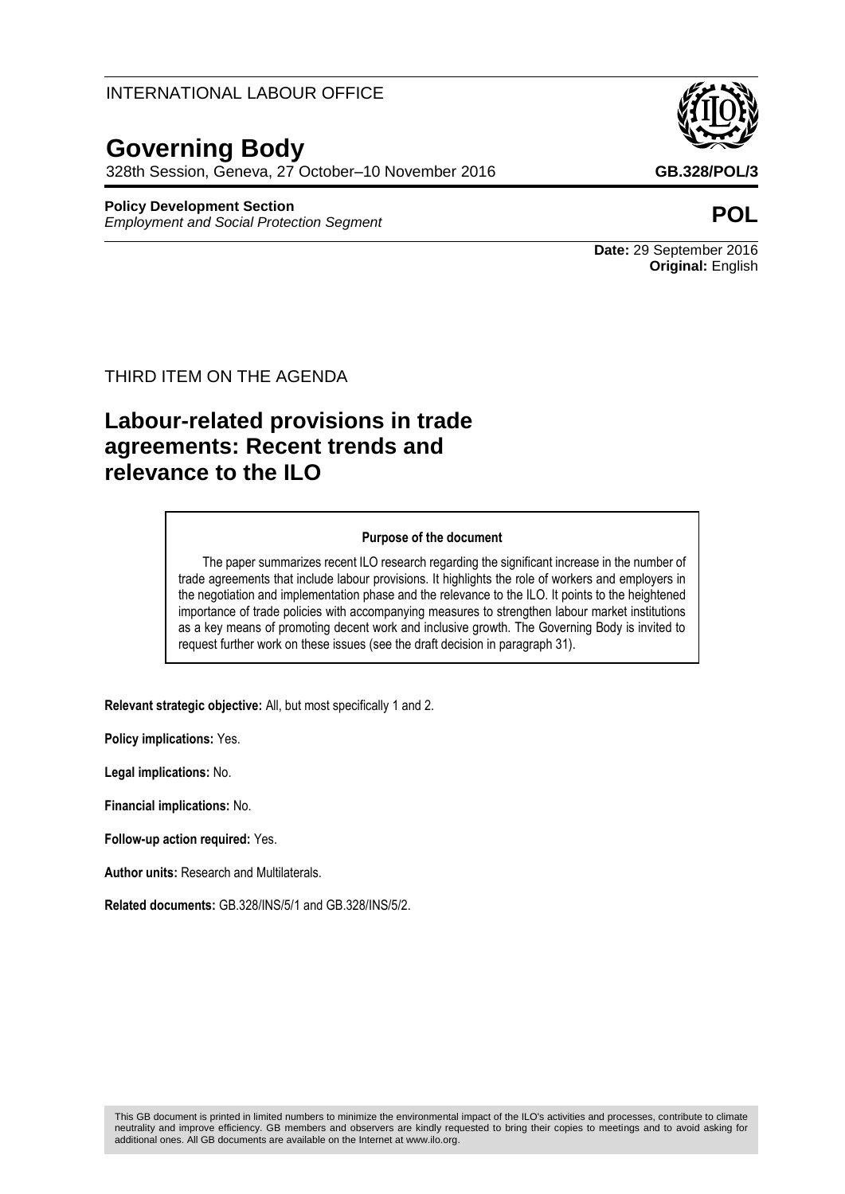INTERNATIONAL LABOUR OFFICE

# Governing Body

328th Session, Geneva, 27 October–10 November 2016

**GB.328/POL/3**

**Policy Development Section**
*Employment and Social Protection Segment*

**POL**

**Date:** 29 September 2016
**Original:** English

THIRD ITEM ON THE AGENDA

## Labour-related provisions in trade agreements: Recent trends and relevance to the ILO

**Purpose of the document**

The paper summarizes recent ILO research regarding the significant increase in the number of trade agreements that include labour provisions. It highlights the role of workers and employers in the negotiation and implementation phase and the relevance to the ILO. It points to the heightened importance of trade policies with accompanying measures to strengthen labour market institutions as a key means of promoting decent work and inclusive growth. The Governing Body is invited to request further work on these issues (see the draft decision in paragraph 31).

**Relevant strategic objective:** All, but most specifically 1 and 2.

**Policy implications:** Yes.

**Legal implications:** No.

**Financial implications:** No.

**Follow-up action required:** Yes.

**Author units:** Research and Multilaterals.

**Related documents:** GB.328/INS/5/1 and GB.328/INS/5/2.

This GB document is printed in limited numbers to minimize the environmental impact of the ILO's activities and processes, contribute to climate neutrality and improve efficiency. GB members and observers are kindly requested to bring their copies to meetings and to avoid asking for additional ones. All GB documents are available on the Internet at www.ilo.org.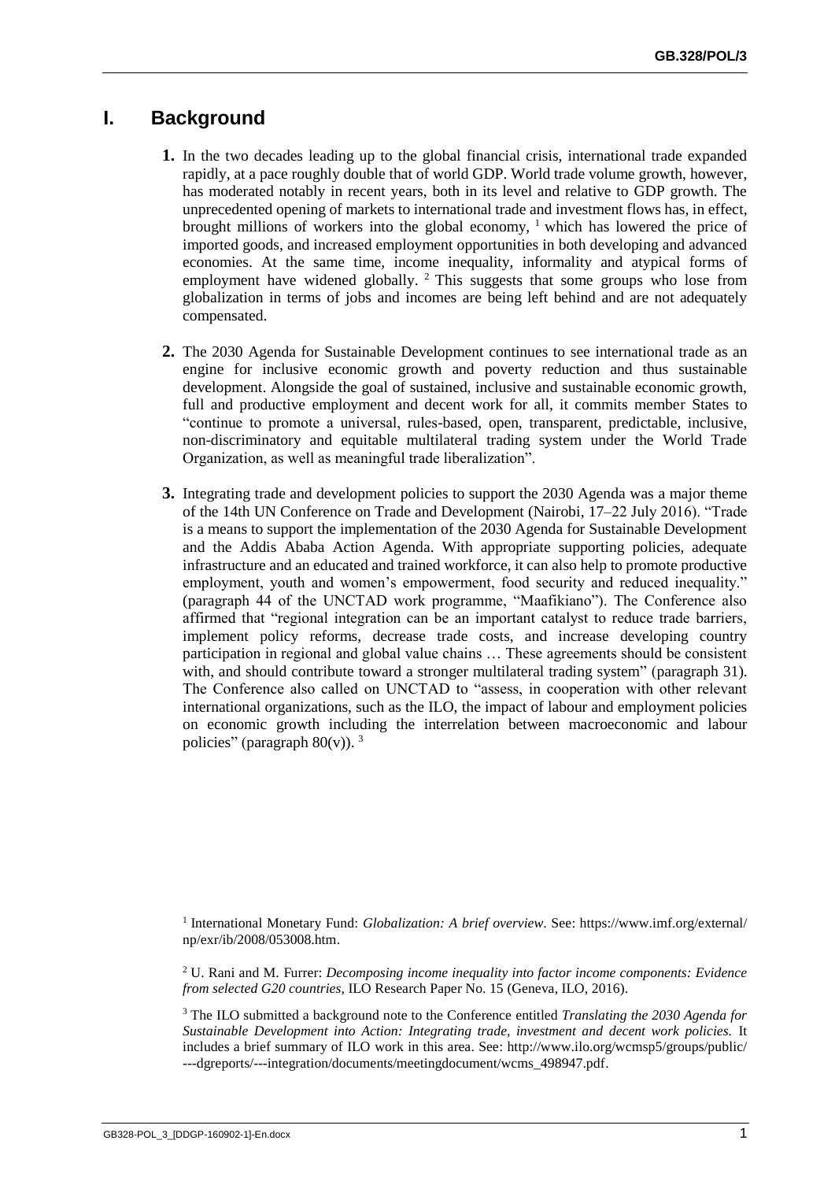## I. Background

**1.** In the two decades leading up to the global financial crisis, international trade expanded rapidly, at a pace roughly double that of world GDP. World trade volume growth, however, has moderated notably in recent years, both in its level and relative to GDP growth. The unprecedented opening of markets to international trade and investment flows has, in effect, brought millions of workers into the global economy, [1] which has lowered the price of imported goods, and increased employment opportunities in both developing and advanced economies. At the same time, income inequality, informality and atypical forms of employment have widened globally. [2] This suggests that some groups who lose from globalization in terms of jobs and incomes are being left behind and are not adequately compensated.

**2.** The 2030 Agenda for Sustainable Development continues to see international trade as an engine for inclusive economic growth and poverty reduction and thus sustainable development. Alongside the goal of sustained, inclusive and sustainable economic growth, full and productive employment and decent work for all, it commits member States to "continue to promote a universal, rules-based, open, transparent, predictable, inclusive, non-discriminatory and equitable multilateral trading system under the World Trade Organization, as well as meaningful trade liberalization".

**3.** Integrating trade and development policies to support the 2030 Agenda was a major theme of the 14th UN Conference on Trade and Development (Nairobi, 17–22 July 2016). "Trade is a means to support the implementation of the 2030 Agenda for Sustainable Development and the Addis Ababa Action Agenda. With appropriate supporting policies, adequate infrastructure and an educated and trained workforce, it can also help to promote productive employment, youth and women's empowerment, food security and reduced inequality." (paragraph 44 of the UNCTAD work programme, "Maafikiano"). The Conference also affirmed that "regional integration can be an important catalyst to reduce trade barriers, implement policy reforms, decrease trade costs, and increase developing country participation in regional and global value chains … These agreements should be consistent with, and should contribute toward a stronger multilateral trading system" (paragraph 31). The Conference also called on UNCTAD to "assess, in cooperation with other relevant international organizations, such as the ILO, the impact of labour and employment policies on economic growth including the interrelation between macroeconomic and labour policies" (paragraph 80(v)). [3]

---

[1] International Monetary Fund: *Globalization: A brief overview*. See: https://www.imf.org/external/np/exr/ib/2008/053008.htm.

[2] U. Rani and M. Furrer: *Decomposing income inequality into factor income components: Evidence from selected G20 countries*, ILO Research Paper No. 15 (Geneva, ILO, 2016).

[3] The ILO submitted a background note to the Conference entitled *Translating the 2030 Agenda for Sustainable Development into Action: Integrating trade, investment and decent work policies*. It includes a brief summary of ILO work in this area. See: http://www.ilo.org/wcmsp5/groups/public/---dgreports/---integration/documents/meetingdocument/wcms_498947.pdf.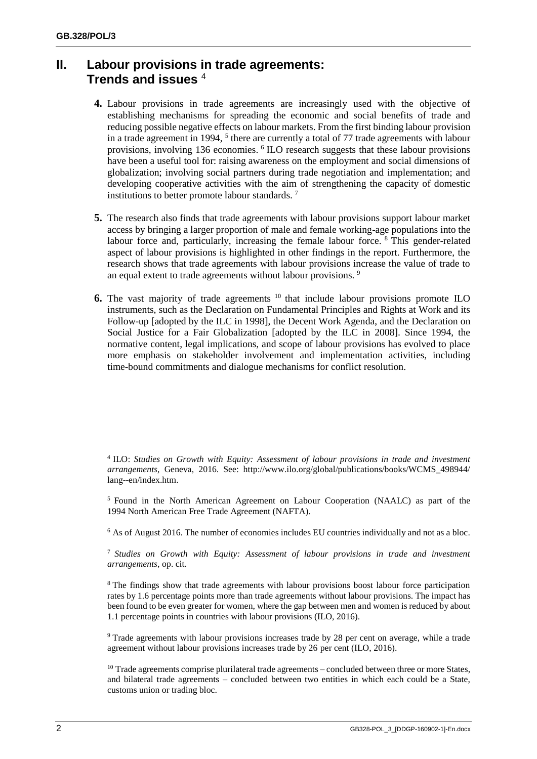## II. Labour provisions in trade agreements: Trends and issues [4]

**4.** Labour provisions in trade agreements are increasingly used with the objective of establishing mechanisms for spreading the economic and social benefits of trade and reducing possible negative effects on labour markets. From the first binding labour provision in a trade agreement in 1994, [5] there are currently a total of 77 trade agreements with labour provisions, involving 136 economies. [6] ILO research suggests that these labour provisions have been a useful tool for: raising awareness on the employment and social dimensions of globalization; involving social partners during trade negotiation and implementation; and developing cooperative activities with the aim of strengthening the capacity of domestic institutions to better promote labour standards. [7]

**5.** The research also finds that trade agreements with labour provisions support labour market access by bringing a larger proportion of male and female working-age populations into the labour force and, particularly, increasing the female labour force. [8] This gender-related aspect of labour provisions is highlighted in other findings in the report. Furthermore, the research shows that trade agreements with labour provisions increase the value of trade to an equal extent to trade agreements without labour provisions. [9]

**6.** The vast majority of trade agreements [10] that include labour provisions promote ILO instruments, such as the Declaration on Fundamental Principles and Rights at Work and its Follow-up [adopted by the ILC in 1998], the Decent Work Agenda, and the Declaration on Social Justice for a Fair Globalization [adopted by the ILC in 2008]. Since 1994, the normative content, legal implications, and scope of labour provisions has evolved to place more emphasis on stakeholder involvement and implementation activities, including time-bound commitments and dialogue mechanisms for conflict resolution.

---

[4] ILO: *Studies on Growth with Equity: Assessment of labour provisions in trade and investment arrangements*, Geneva, 2016. See: http://www.ilo.org/global/publications/books/WCMS_498944/lang--en/index.htm.

[5] Found in the North American Agreement on Labour Cooperation (NAALC) as part of the 1994 North American Free Trade Agreement (NAFTA).

[6] As of August 2016. The number of economies includes EU countries individually and not as a bloc.

[7] *Studies on Growth with Equity: Assessment of labour provisions in trade and investment arrangements*, op. cit.

[8] The findings show that trade agreements with labour provisions boost labour force participation rates by 1.6 percentage points more than trade agreements without labour provisions. The impact has been found to be even greater for women, where the gap between men and women is reduced by about 1.1 percentage points in countries with labour provisions (ILO, 2016).

[9] Trade agreements with labour provisions increases trade by 28 per cent on average, while a trade agreement without labour provisions increases trade by 26 per cent (ILO, 2016).

[10] Trade agreements comprise plurilateral trade agreements – concluded between three or more States, and bilateral trade agreements – concluded between two entities in which each could be a State, customs union or trading bloc.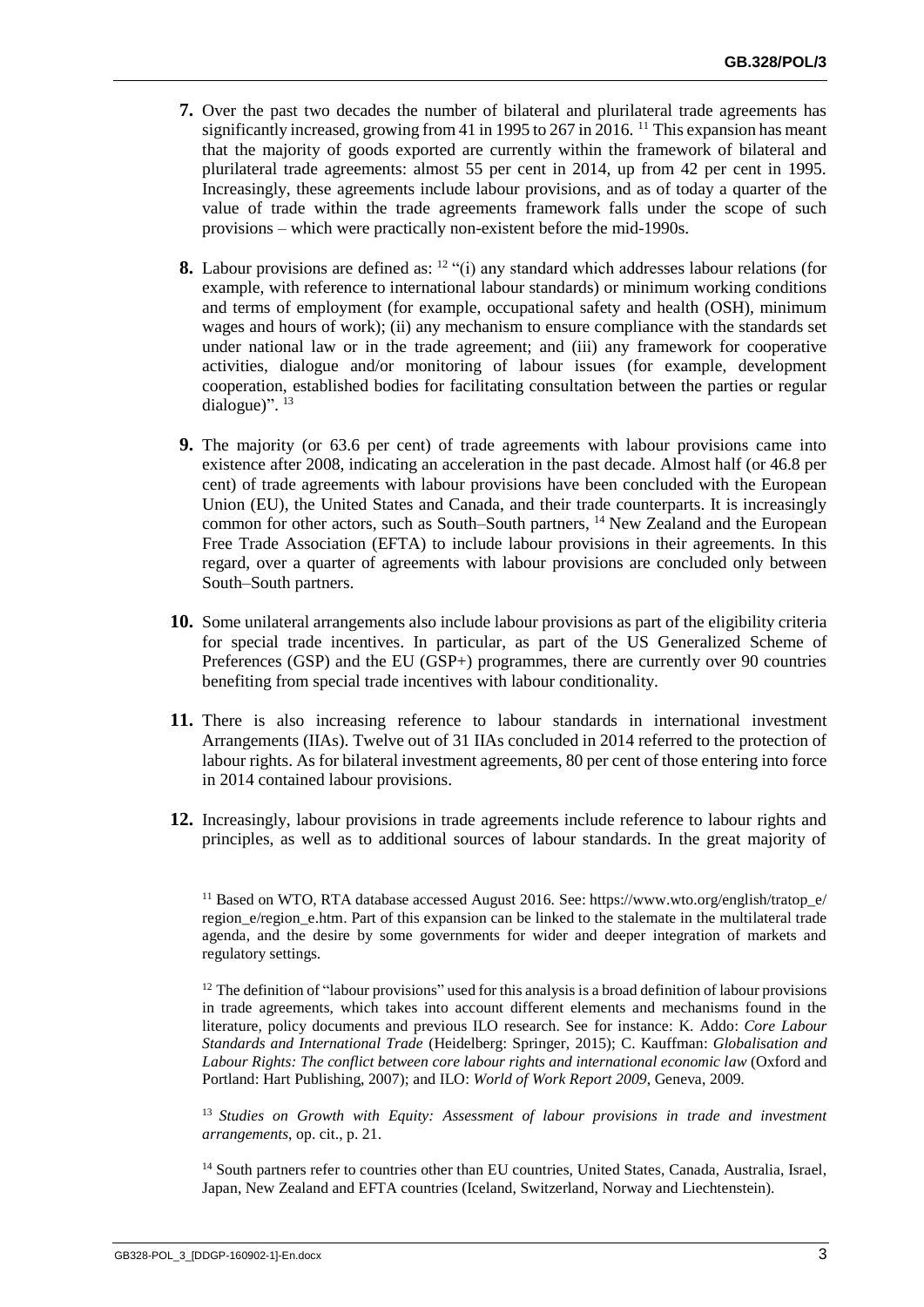**7.** Over the past two decades the number of bilateral and plurilateral trade agreements has significantly increased, growing from 41 in 1995 to 267 in 2016. [11] This expansion has meant that the majority of goods exported are currently within the framework of bilateral and plurilateral trade agreements: almost 55 per cent in 2014, up from 42 per cent in 1995. Increasingly, these agreements include labour provisions, and as of today a quarter of the value of trade within the trade agreements framework falls under the scope of such provisions – which were practically non-existent before the mid-1990s.

**8.** Labour provisions are defined as: [12] "(i) any standard which addresses labour relations (for example, with reference to international labour standards) or minimum working conditions and terms of employment (for example, occupational safety and health (OSH), minimum wages and hours of work); (ii) any mechanism to ensure compliance with the standards set under national law or in the trade agreement; and (iii) any framework for cooperative activities, dialogue and/or monitoring of labour issues (for example, development cooperation, established bodies for facilitating consultation between the parties or regular dialogue)". [13]

**9.** The majority (or 63.6 per cent) of trade agreements with labour provisions came into existence after 2008, indicating an acceleration in the past decade. Almost half (or 46.8 per cent) of trade agreements with labour provisions have been concluded with the European Union (EU), the United States and Canada, and their trade counterparts. It is increasingly common for other actors, such as South–South partners, [14] New Zealand and the European Free Trade Association (EFTA) to include labour provisions in their agreements. In this regard, over a quarter of agreements with labour provisions are concluded only between South–South partners.

**10.** Some unilateral arrangements also include labour provisions as part of the eligibility criteria for special trade incentives. In particular, as part of the US Generalized Scheme of Preferences (GSP) and the EU (GSP+) programmes, there are currently over 90 countries benefiting from special trade incentives with labour conditionality.

**11.** There is also increasing reference to labour standards in international investment Arrangements (IIAs). Twelve out of 31 IIAs concluded in 2014 referred to the protection of labour rights. As for bilateral investment agreements, 80 per cent of those entering into force in 2014 contained labour provisions.

**12.** Increasingly, labour provisions in trade agreements include reference to labour rights and principles, as well as to additional sources of labour standards. In the great majority of

[11] Based on WTO, RTA database accessed August 2016. See: https://www.wto.org/english/tratop_e/region_e/region_e.htm. Part of this expansion can be linked to the stalemate in the multilateral trade agenda, and the desire by some governments for wider and deeper integration of markets and regulatory settings.

[12] The definition of "labour provisions" used for this analysis is a broad definition of labour provisions in trade agreements, which takes into account different elements and mechanisms found in the literature, policy documents and previous ILO research. See for instance: K. Addo: *Core Labour Standards and International Trade* (Heidelberg: Springer, 2015); C. Kauffman: *Globalisation and Labour Rights: The conflict between core labour rights and international economic law* (Oxford and Portland: Hart Publishing, 2007); and ILO: *World of Work Report 2009*, Geneva, 2009.

[13] *Studies on Growth with Equity: Assessment of labour provisions in trade and investment arrangements*, op. cit., p. 21.

[14] South partners refer to countries other than EU countries, United States, Canada, Australia, Israel, Japan, New Zealand and EFTA countries (Iceland, Switzerland, Norway and Liechtenstein).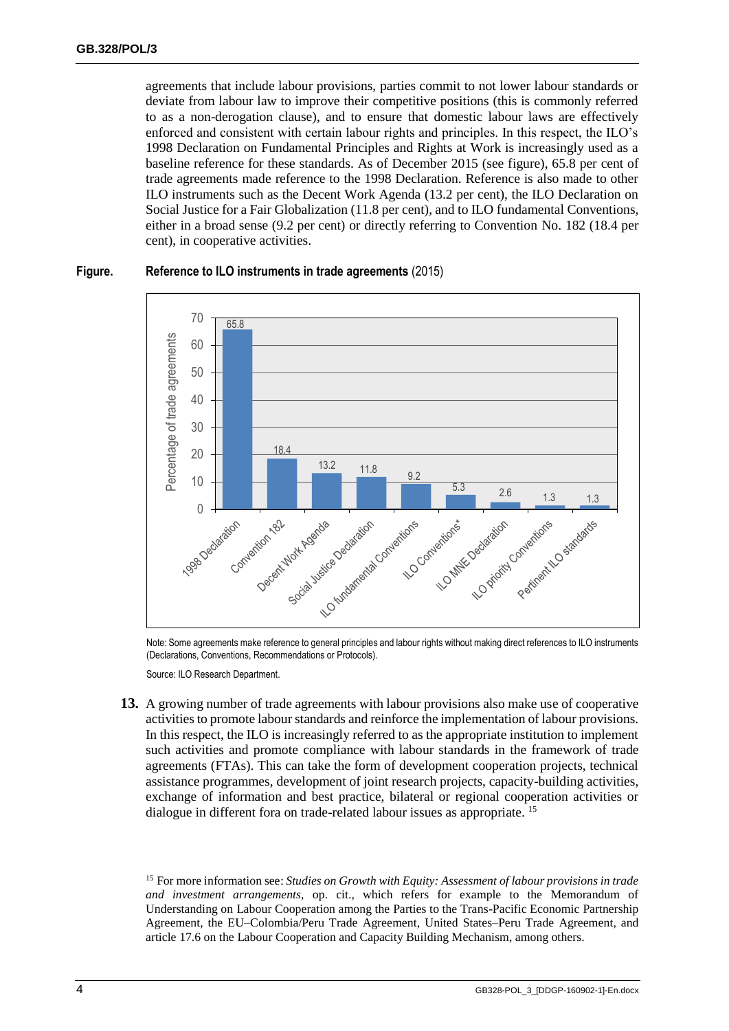agreements that include labour provisions, parties commit to not lower labour standards or deviate from labour law to improve their competitive positions (this is commonly referred to as a non-derogation clause), and to ensure that domestic labour laws are effectively enforced and consistent with certain labour rights and principles. In this respect, the ILO's 1998 Declaration on Fundamental Principles and Rights at Work is increasingly used as a baseline reference for these standards. As of December 2015 (see figure), 65.8 per cent of trade agreements made reference to the 1998 Declaration. Reference is also made to other ILO instruments such as the Decent Work Agenda (13.2 per cent), the ILO Declaration on Social Justice for a Fair Globalization (11.8 per cent), and to ILO fundamental Conventions, either in a broad sense (9.2 per cent) or directly referring to Convention No. 182 (18.4 per cent), in cooperative activities.

**Figure. Reference to ILO instruments in trade agreements** (2015)

| Instrument | Percentage of trade agreements |
|---|---|
| 1998 Declaration | 65.8 |
| Convention 182 | 18.4 |
| Decent Work Agenda | 13.2 |
| Social Justice Declaration | 11.8 |
| ILO fundamental Conventions | 9.2 |
| ILO Conventions* | 5.3 |
| ILO MNE Declaration | 2.6 |
| ILO priority Conventions | 1.3 |
| Pertinent ILO standards | 1.3 |

Note: Some agreements make reference to general principles and labour rights without making direct references to ILO instruments (Declarations, Conventions, Recommendations or Protocols).

Source: ILO Research Department.

**13.** A growing number of trade agreements with labour provisions also make use of cooperative activities to promote labour standards and reinforce the implementation of labour provisions. In this respect, the ILO is increasingly referred to as the appropriate institution to implement such activities and promote compliance with labour standards in the framework of trade agreements (FTAs). This can take the form of development cooperation projects, technical assistance programmes, development of joint research projects, capacity-building activities, exchange of information and best practice, bilateral or regional cooperation activities or dialogue in different fora on trade-related labour issues as appropriate. [15]

[15] For more information see: *Studies on Growth with Equity: Assessment of labour provisions in trade and investment arrangements*, op. cit., which refers for example to the Memorandum of Understanding on Labour Cooperation among the Parties to the Trans-Pacific Economic Partnership Agreement, the EU–Colombia/Peru Trade Agreement, United States–Peru Trade Agreement, and article 17.6 on the Labour Cooperation and Capacity Building Mechanism, among others.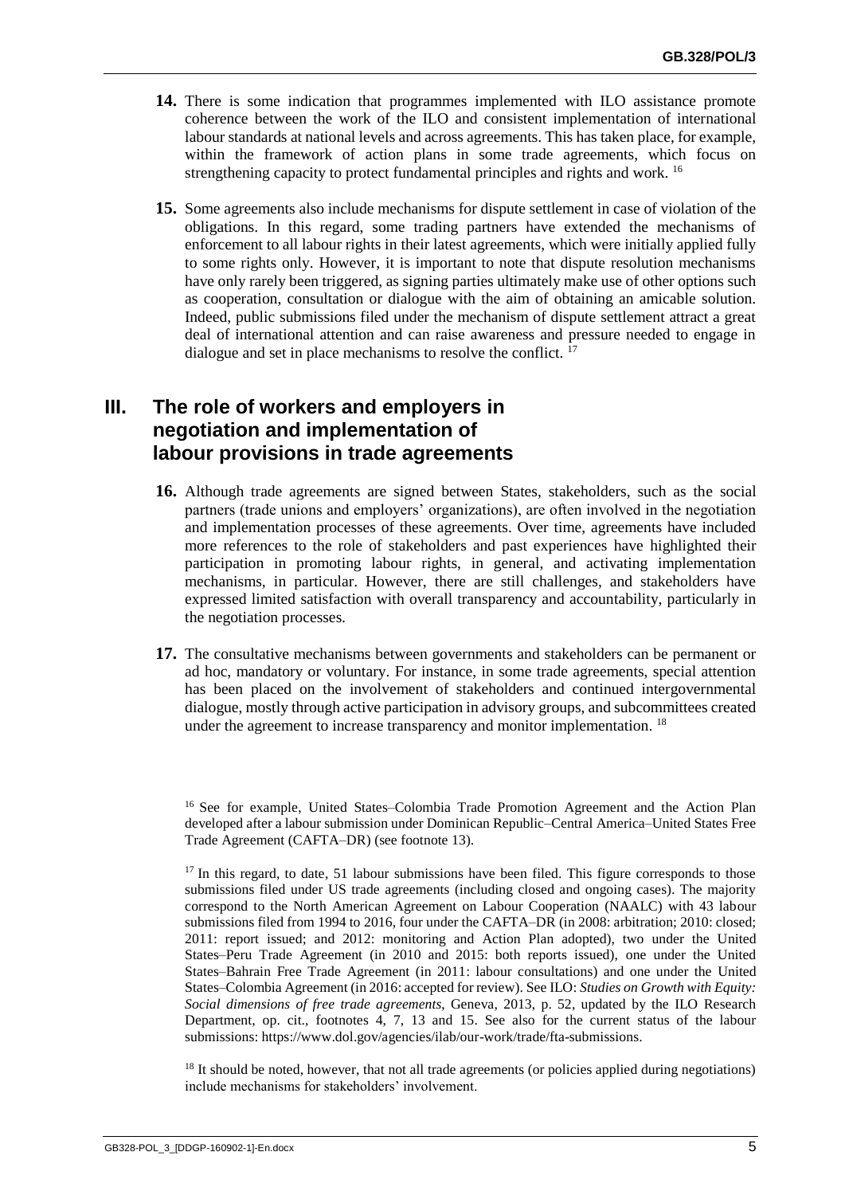**14.** There is some indication that programmes implemented with ILO assistance promote coherence between the work of the ILO and consistent implementation of international labour standards at national levels and across agreements. This has taken place, for example, within the framework of action plans in some trade agreements, which focus on strengthening capacity to protect fundamental principles and rights and work. [16]

**15.** Some agreements also include mechanisms for dispute settlement in case of violation of the obligations. In this regard, some trading partners have extended the mechanisms of enforcement to all labour rights in their latest agreements, which were initially applied fully to some rights only. However, it is important to note that dispute resolution mechanisms have only rarely been triggered, as signing parties ultimately make use of other options such as cooperation, consultation or dialogue with the aim of obtaining an amicable solution. Indeed, public submissions filed under the mechanism of dispute settlement attract a great deal of international attention and can raise awareness and pressure needed to engage in dialogue and set in place mechanisms to resolve the conflict. [17]

## III. The role of workers and employers in negotiation and implementation of labour provisions in trade agreements

**16.** Although trade agreements are signed between States, stakeholders, such as the social partners (trade unions and employers' organizations), are often involved in the negotiation and implementation processes of these agreements. Over time, agreements have included more references to the role of stakeholders and past experiences have highlighted their participation in promoting labour rights, in general, and activating implementation mechanisms, in particular. However, there are still challenges, and stakeholders have expressed limited satisfaction with overall transparency and accountability, particularly in the negotiation processes.

**17.** The consultative mechanisms between governments and stakeholders can be permanent or ad hoc, mandatory or voluntary. For instance, in some trade agreements, special attention has been placed on the involvement of stakeholders and continued intergovernmental dialogue, mostly through active participation in advisory groups, and subcommittees created under the agreement to increase transparency and monitor implementation. [18]

---

[16] See for example, United States–Colombia Trade Promotion Agreement and the Action Plan developed after a labour submission under Dominican Republic–Central America–United States Free Trade Agreement (CAFTA–DR) (see footnote 13).

[17] In this regard, to date, 51 labour submissions have been filed. This figure corresponds to those submissions filed under US trade agreements (including closed and ongoing cases). The majority correspond to the North American Agreement on Labour Cooperation (NAALC) with 43 labour submissions filed from 1994 to 2016, four under the CAFTA–DR (in 2008: arbitration; 2010: closed; 2011: report issued; and 2012: monitoring and Action Plan adopted), two under the United States–Peru Trade Agreement (in 2010 and 2015: both reports issued), one under the United States–Bahrain Free Trade Agreement (in 2011: labour consultations) and one under the United States–Colombia Agreement (in 2016: accepted for review). See ILO: *Studies on Growth with Equity: Social dimensions of free trade agreements*, Geneva, 2013, p. 52, updated by the ILO Research Department, op. cit., footnotes 4, 7, 13 and 15. See also for the current status of the labour submissions: https://www.dol.gov/agencies/ilab/our-work/trade/fta-submissions.

[18] It should be noted, however, that not all trade agreements (or policies applied during negotiations) include mechanisms for stakeholders' involvement.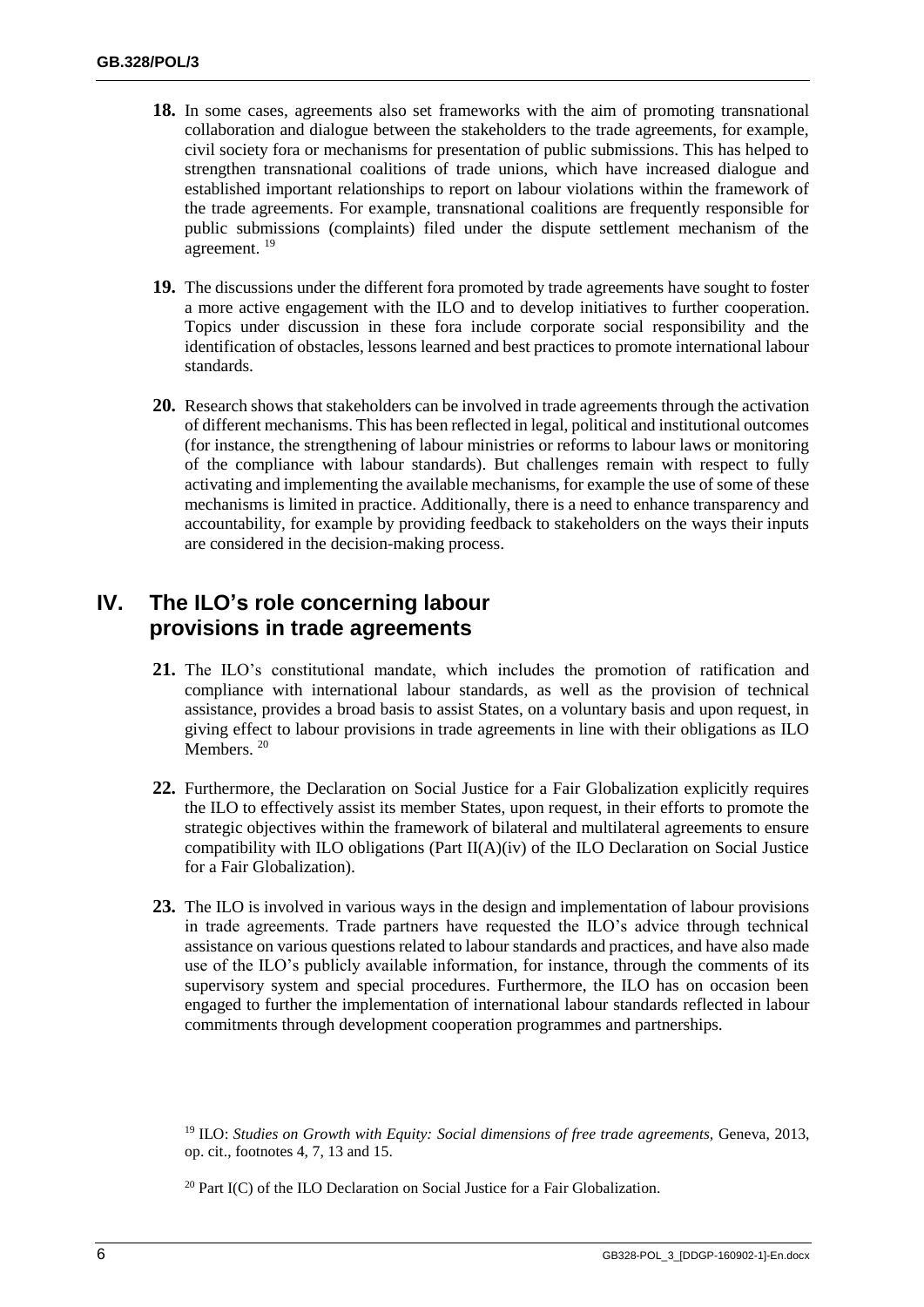**18.** In some cases, agreements also set frameworks with the aim of promoting transnational collaboration and dialogue between the stakeholders to the trade agreements, for example, civil society fora or mechanisms for presentation of public submissions. This has helped to strengthen transnational coalitions of trade unions, which have increased dialogue and established important relationships to report on labour violations within the framework of the trade agreements. For example, transnational coalitions are frequently responsible for public submissions (complaints) filed under the dispute settlement mechanism of the agreement. [19]

**19.** The discussions under the different fora promoted by trade agreements have sought to foster a more active engagement with the ILO and to develop initiatives to further cooperation. Topics under discussion in these fora include corporate social responsibility and the identification of obstacles, lessons learned and best practices to promote international labour standards.

**20.** Research shows that stakeholders can be involved in trade agreements through the activation of different mechanisms. This has been reflected in legal, political and institutional outcomes (for instance, the strengthening of labour ministries or reforms to labour laws or monitoring of the compliance with labour standards). But challenges remain with respect to fully activating and implementing the available mechanisms, for example the use of some of these mechanisms is limited in practice. Additionally, there is a need to enhance transparency and accountability, for example by providing feedback to stakeholders on the ways their inputs are considered in the decision-making process.

## IV. The ILO's role concerning labour provisions in trade agreements

**21.** The ILO's constitutional mandate, which includes the promotion of ratification and compliance with international labour standards, as well as the provision of technical assistance, provides a broad basis to assist States, on a voluntary basis and upon request, in giving effect to labour provisions in trade agreements in line with their obligations as ILO Members. [20]

**22.** Furthermore, the Declaration on Social Justice for a Fair Globalization explicitly requires the ILO to effectively assist its member States, upon request, in their efforts to promote the strategic objectives within the framework of bilateral and multilateral agreements to ensure compatibility with ILO obligations (Part II(A)(iv) of the ILO Declaration on Social Justice for a Fair Globalization).

**23.** The ILO is involved in various ways in the design and implementation of labour provisions in trade agreements. Trade partners have requested the ILO's advice through technical assistance on various questions related to labour standards and practices, and have also made use of the ILO's publicly available information, for instance, through the comments of its supervisory system and special procedures. Furthermore, the ILO has on occasion been engaged to further the implementation of international labour standards reflected in labour commitments through development cooperation programmes and partnerships.

---

[19] ILO: *Studies on Growth with Equity: Social dimensions of free trade agreements,* Geneva, 2013, op. cit., footnotes 4, 7, 13 and 15.

[20] Part I(C) of the ILO Declaration on Social Justice for a Fair Globalization.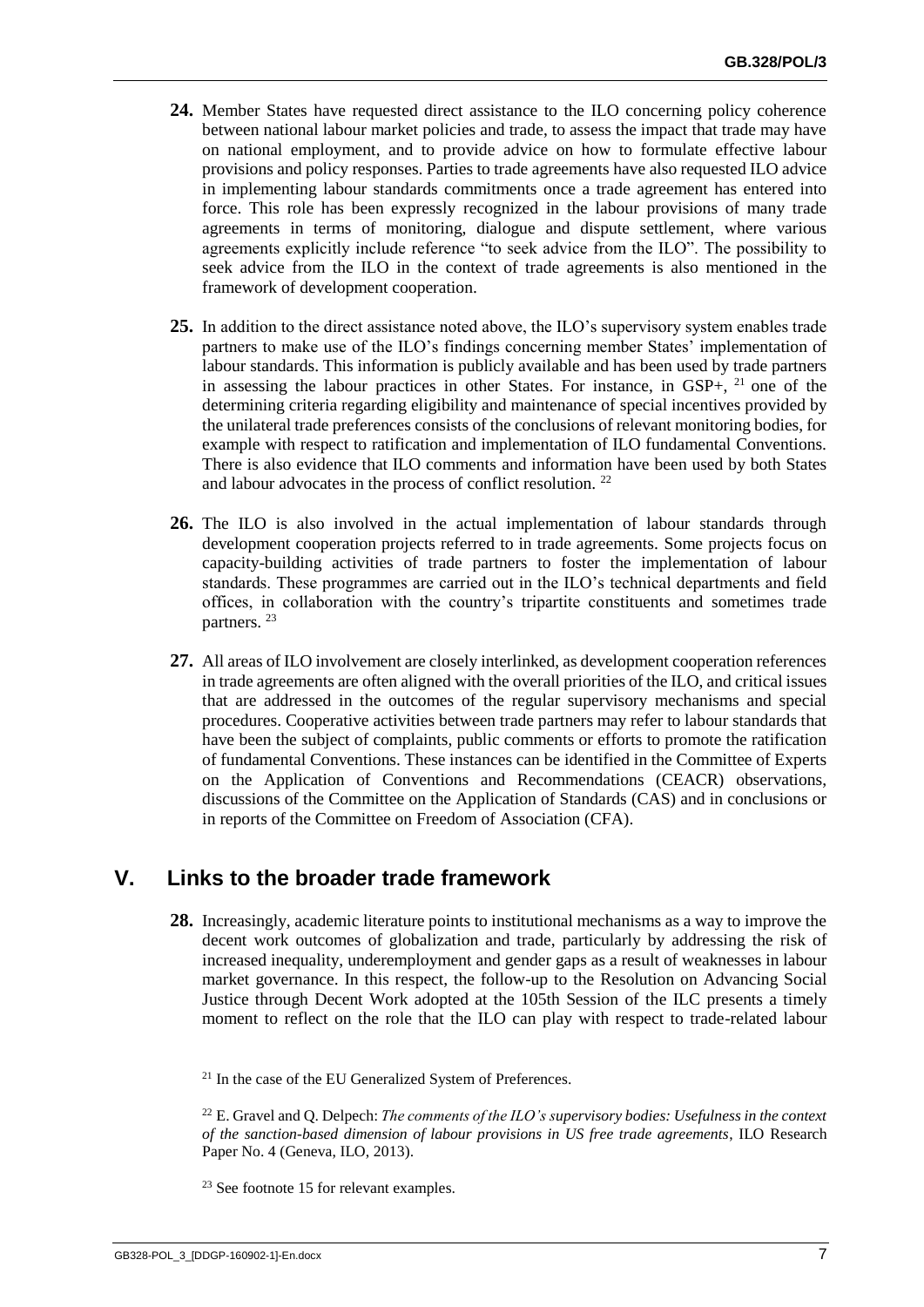**24.** Member States have requested direct assistance to the ILO concerning policy coherence between national labour market policies and trade, to assess the impact that trade may have on national employment, and to provide advice on how to formulate effective labour provisions and policy responses. Parties to trade agreements have also requested ILO advice in implementing labour standards commitments once a trade agreement has entered into force. This role has been expressly recognized in the labour provisions of many trade agreements in terms of monitoring, dialogue and dispute settlement, where various agreements explicitly include reference "to seek advice from the ILO". The possibility to seek advice from the ILO in the context of trade agreements is also mentioned in the framework of development cooperation.

**25.** In addition to the direct assistance noted above, the ILO's supervisory system enables trade partners to make use of the ILO's findings concerning member States' implementation of labour standards. This information is publicly available and has been used by trade partners in assessing the labour practices in other States. For instance, in GSP+, [21] one of the determining criteria regarding eligibility and maintenance of special incentives provided by the unilateral trade preferences consists of the conclusions of relevant monitoring bodies, for example with respect to ratification and implementation of ILO fundamental Conventions. There is also evidence that ILO comments and information have been used by both States and labour advocates in the process of conflict resolution. [22]

**26.** The ILO is also involved in the actual implementation of labour standards through development cooperation projects referred to in trade agreements. Some projects focus on capacity-building activities of trade partners to foster the implementation of labour standards. These programmes are carried out in the ILO's technical departments and field offices, in collaboration with the country's tripartite constituents and sometimes trade partners. [23]

**27.** All areas of ILO involvement are closely interlinked, as development cooperation references in trade agreements are often aligned with the overall priorities of the ILO, and critical issues that are addressed in the outcomes of the regular supervisory mechanisms and special procedures. Cooperative activities between trade partners may refer to labour standards that have been the subject of complaints, public comments or efforts to promote the ratification of fundamental Conventions. These instances can be identified in the Committee of Experts on the Application of Conventions and Recommendations (CEACR) observations, discussions of the Committee on the Application of Standards (CAS) and in conclusions or in reports of the Committee on Freedom of Association (CFA).

## V. Links to the broader trade framework

**28.** Increasingly, academic literature points to institutional mechanisms as a way to improve the decent work outcomes of globalization and trade, particularly by addressing the risk of increased inequality, underemployment and gender gaps as a result of weaknesses in labour market governance. In this respect, the follow-up to the Resolution on Advancing Social Justice through Decent Work adopted at the 105th Session of the ILC presents a timely moment to reflect on the role that the ILO can play with respect to trade-related labour

---

[21] In the case of the EU Generalized System of Preferences.

[22] E. Gravel and Q. Delpech: *The comments of the ILO's supervisory bodies: Usefulness in the context of the sanction-based dimension of labour provisions in US free trade agreements*, ILO Research Paper No. 4 (Geneva, ILO, 2013).

[23] See footnote 15 for relevant examples.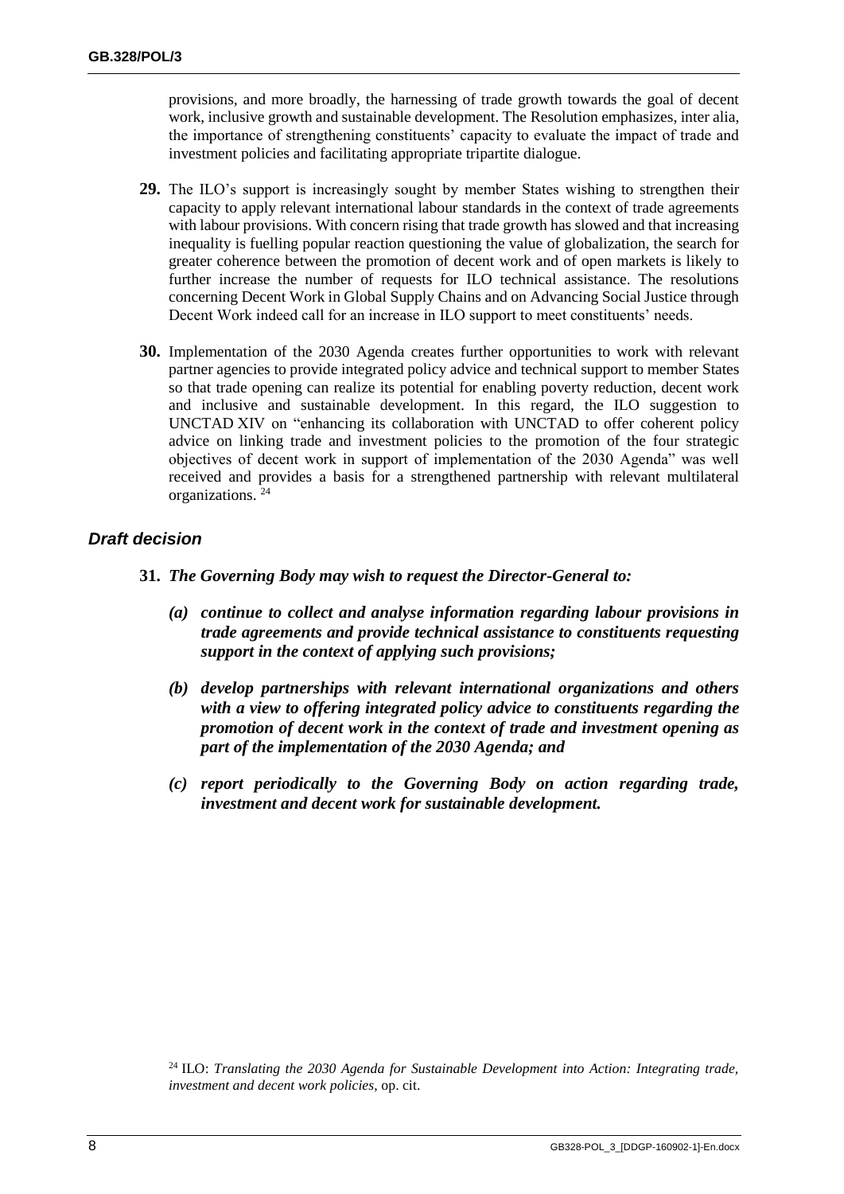provisions, and more broadly, the harnessing of trade growth towards the goal of decent work, inclusive growth and sustainable development. The Resolution emphasizes, inter alia, the importance of strengthening constituents' capacity to evaluate the impact of trade and investment policies and facilitating appropriate tripartite dialogue.

**29.** The ILO's support is increasingly sought by member States wishing to strengthen their capacity to apply relevant international labour standards in the context of trade agreements with labour provisions. With concern rising that trade growth has slowed and that increasing inequality is fuelling popular reaction questioning the value of globalization, the search for greater coherence between the promotion of decent work and of open markets is likely to further increase the number of requests for ILO technical assistance. The resolutions concerning Decent Work in Global Supply Chains and on Advancing Social Justice through Decent Work indeed call for an increase in ILO support to meet constituents' needs.

**30.** Implementation of the 2030 Agenda creates further opportunities to work with relevant partner agencies to provide integrated policy advice and technical support to member States so that trade opening can realize its potential for enabling poverty reduction, decent work and inclusive and sustainable development. In this regard, the ILO suggestion to UNCTAD XIV on "enhancing its collaboration with UNCTAD to offer coherent policy advice on linking trade and investment policies to the promotion of the four strategic objectives of decent work in support of implementation of the 2030 Agenda" was well received and provides a basis for a strengthened partnership with relevant multilateral organizations. [24]

### *Draft decision*

**31.** ***The Governing Body may wish to request the Director-General to:***

***(a) continue to collect and analyse information regarding labour provisions in trade agreements and provide technical assistance to constituents requesting support in the context of applying such provisions;***

***(b) develop partnerships with relevant international organizations and others with a view to offering integrated policy advice to constituents regarding the promotion of decent work in the context of trade and investment opening as part of the implementation of the 2030 Agenda; and***

***(c) report periodically to the Governing Body on action regarding trade, investment and decent work for sustainable development.***

[24] ILO: *Translating the 2030 Agenda for Sustainable Development into Action: Integrating trade, investment and decent work policies*, op. cit.